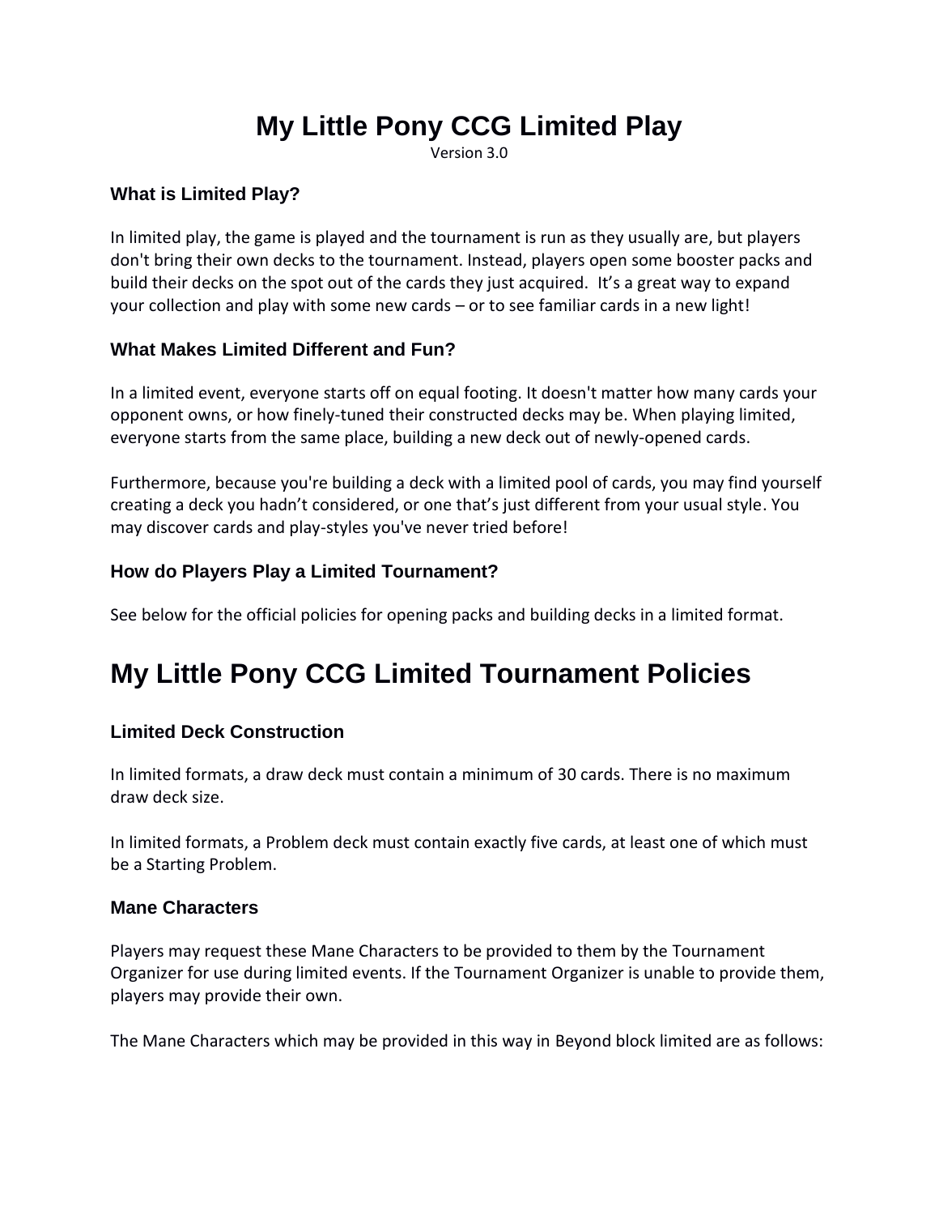# My Little Pony CCG Limited Play

Version 3.0

### What is Limited Play?

In limited play, the game is played and the tournament is run as they usually are, but players don't bring their own decks to the tournament. Instead, players open some booster packs and build their decks on the spot out of the cards they just acquired. It's a great way to expand your collection and play with some new cards – or to see familiar cards in a new light!

### What Makes Limited Different and Fun?

In a limited event, everyone starts off on equal footing. It doesn't matter how many cards your opponent owns, or how finely-tuned their constructed decks may be. When playing limited, everyone starts from the same place, building a new deck out of newly-opened cards.

Furthermore, because you're building a deck with a limited pool of cards, you may find yourself creating a deck you hadn't considered, or one that's just different from your usual style. You may discover cards and play-styles you've never tried before!

### How do Players Play a Limited Tournament?

See below for the official policies for opening packs and building decks in a limited format.

## My Little Pony CCG Limited Tournament Policies

### Limited Deck Construction

In limited formats, a draw deck must contain a minimum of 30 cards. There is no maximum draw deck size.

In limited formats, a Problem deck must contain exactly five cards, at least one of which must be a Starting Problem.

### Mane Characters

Players may request these Mane Characters to be provided to them by the Tournament Organizer for use during limited events. If the Tournament Organizer is unable to provide them, players may provide their own.

The Mane Characters which may be provided in this way in Beyond block limited are as follows: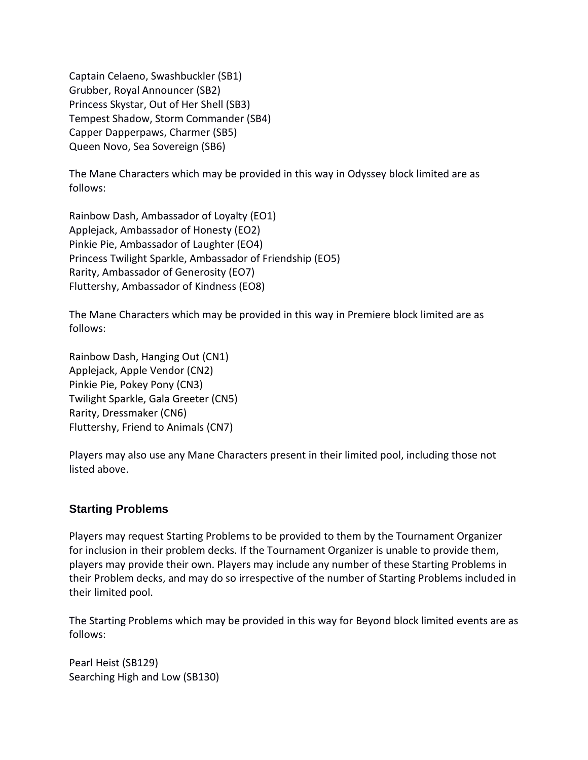Captain Celaeno, Swashbuckler (SB1)
Grubber, Royal Announcer (SB2)
Princess Skystar, Out of Her Shell (SB3)
Tempest Shadow, Storm Commander (SB4)
Capper Dapperpaws, Charmer (SB5)
Queen Novo, Sea Sovereign (SB6)

The Mane Characters which may be provided in this way in Odyssey block limited are as follows:

Rainbow Dash, Ambassador of Loyalty (EO1)
Applejack, Ambassador of Honesty (EO2)
Pinkie Pie, Ambassador of Laughter (EO4)
Princess Twilight Sparkle, Ambassador of Friendship (EO5)
Rarity, Ambassador of Generosity (EO7)
Fluttershy, Ambassador of Kindness (EO8)

The Mane Characters which may be provided in this way in Premiere block limited are as follows:

Rainbow Dash, Hanging Out (CN1)
Applejack, Apple Vendor (CN2)
Pinkie Pie, Pokey Pony (CN3)
Twilight Sparkle, Gala Greeter (CN5)
Rarity, Dressmaker (CN6)
Fluttershy, Friend to Animals (CN7)

Players may also use any Mane Characters present in their limited pool, including those not listed above.

### Starting Problems

Players may request Starting Problems to be provided to them by the Tournament Organizer for inclusion in their problem decks. If the Tournament Organizer is unable to provide them, players may provide their own. Players may include any number of these Starting Problems in their Problem decks, and may do so irrespective of the number of Starting Problems included in their limited pool.

The Starting Problems which may be provided in this way for Beyond block limited events are as follows:

Pearl Heist (SB129)
Searching High and Low (SB130)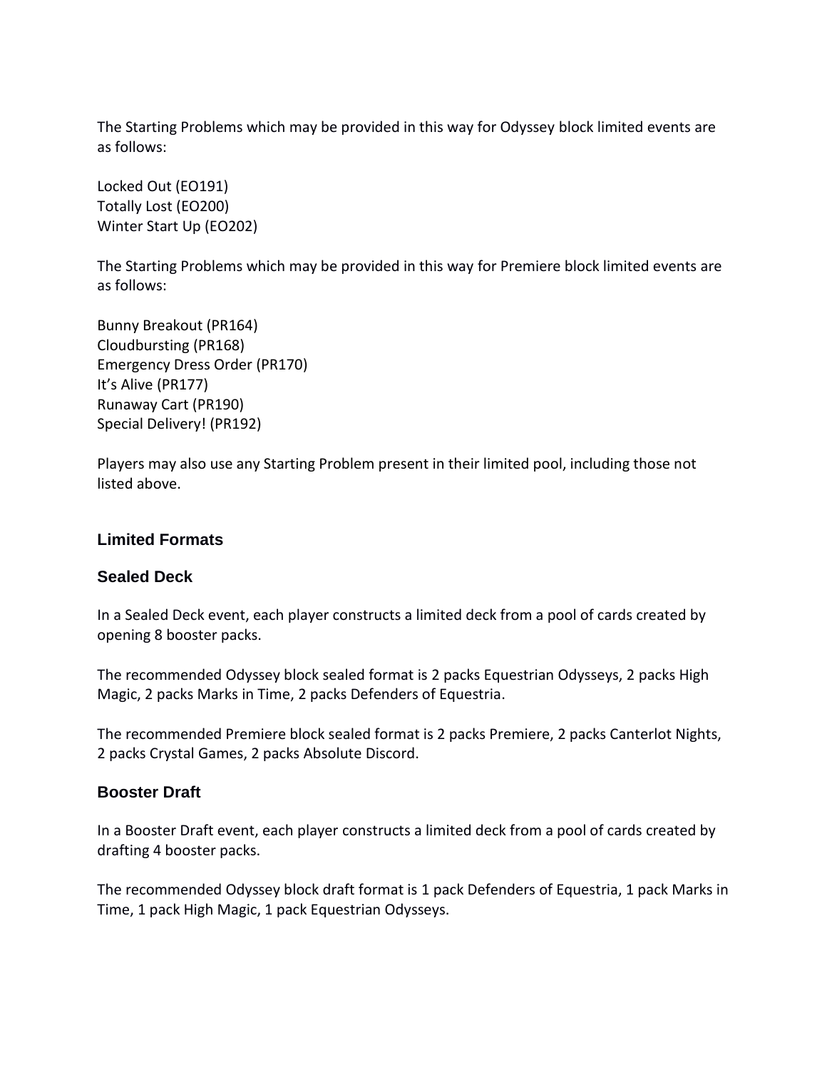The Starting Problems which may be provided in this way for Odyssey block limited events are as follows:

Locked Out (EO191)
Totally Lost (EO200)
Winter Start Up (EO202)

The Starting Problems which may be provided in this way for Premiere block limited events are as follows:

Bunny Breakout (PR164)
Cloudbursting (PR168)
Emergency Dress Order (PR170)
It's Alive (PR177)
Runaway Cart (PR190)
Special Delivery! (PR192)

Players may also use any Starting Problem present in their limited pool, including those not listed above.

## Limited Formats

### Sealed Deck

In a Sealed Deck event, each player constructs a limited deck from a pool of cards created by opening 8 booster packs.

The recommended Odyssey block sealed format is 2 packs Equestrian Odysseys, 2 packs High Magic, 2 packs Marks in Time, 2 packs Defenders of Equestria.

The recommended Premiere block sealed format is 2 packs Premiere, 2 packs Canterlot Nights, 2 packs Crystal Games, 2 packs Absolute Discord.

### Booster Draft

In a Booster Draft event, each player constructs a limited deck from a pool of cards created by drafting 4 booster packs.

The recommended Odyssey block draft format is 1 pack Defenders of Equestria, 1 pack Marks in Time, 1 pack High Magic, 1 pack Equestrian Odysseys.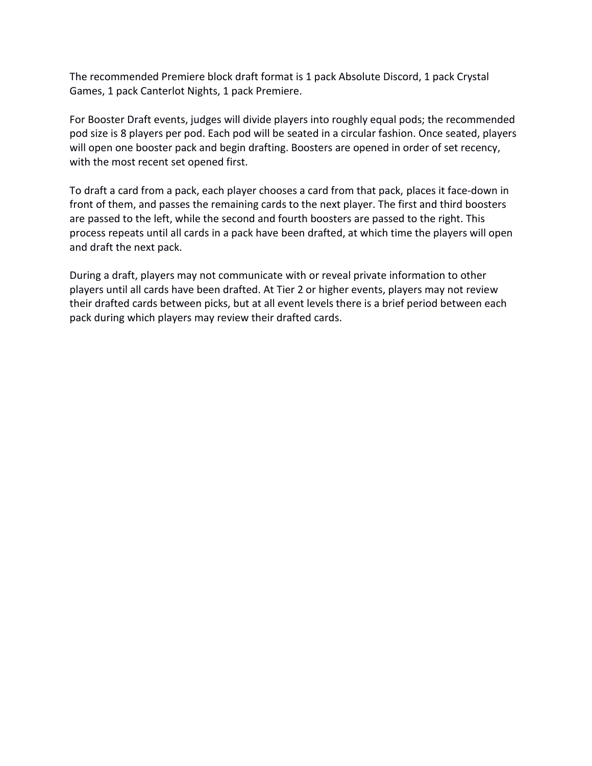The recommended Premiere block draft format is 1 pack Absolute Discord, 1 pack Crystal Games, 1 pack Canterlot Nights, 1 pack Premiere.

For Booster Draft events, judges will divide players into roughly equal pods; the recommended pod size is 8 players per pod. Each pod will be seated in a circular fashion. Once seated, players will open one booster pack and begin drafting. Boosters are opened in order of set recency, with the most recent set opened first.

To draft a card from a pack, each player chooses a card from that pack, places it face-down in front of them, and passes the remaining cards to the next player. The first and third boosters are passed to the left, while the second and fourth boosters are passed to the right. This process repeats until all cards in a pack have been drafted, at which time the players will open and draft the next pack.

During a draft, players may not communicate with or reveal private information to other players until all cards have been drafted. At Tier 2 or higher events, players may not review their drafted cards between picks, but at all event levels there is a brief period between each pack during which players may review their drafted cards.